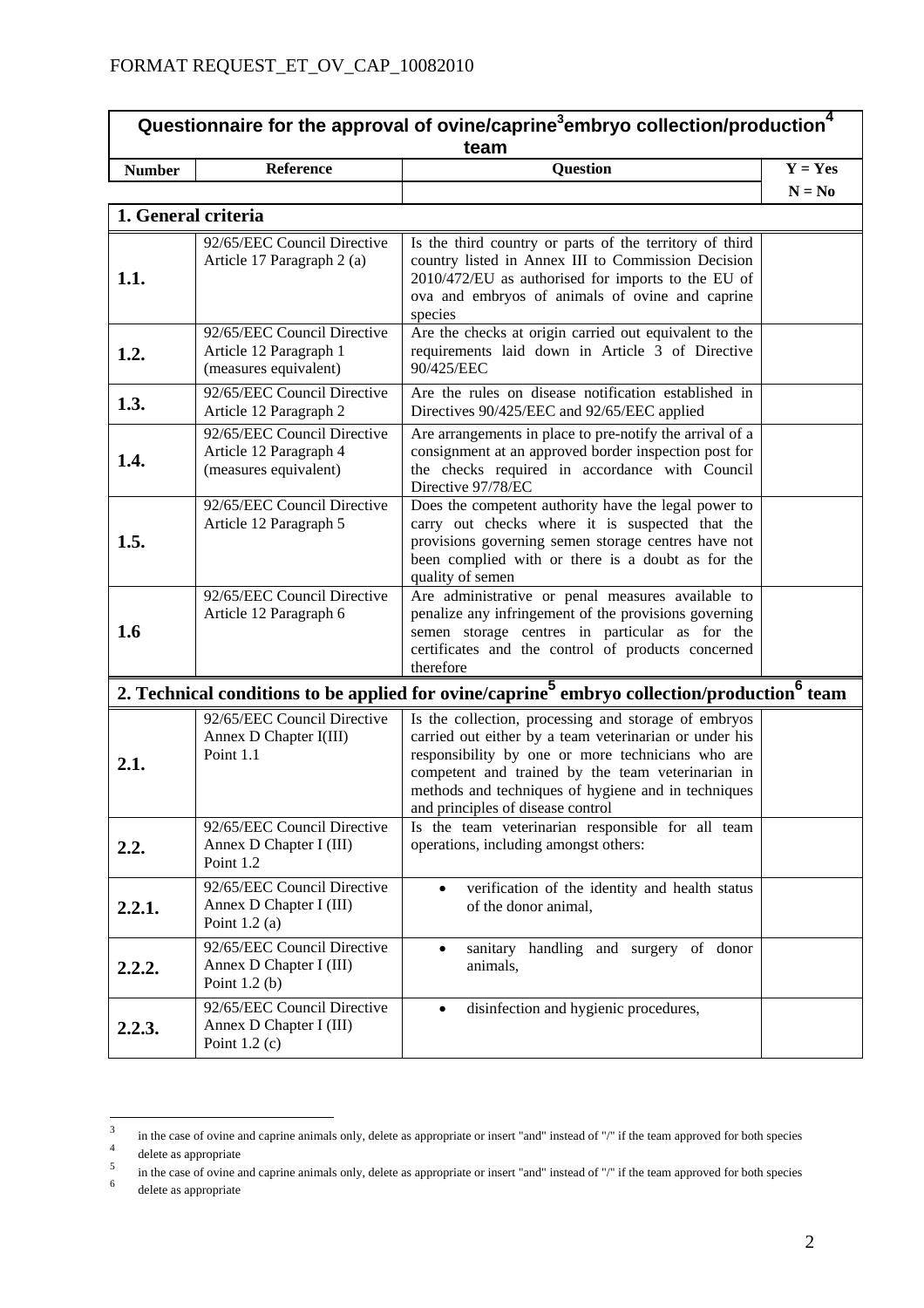FORMAT REQUEST_ET_OV_CAP_10082010

| Questionnaire for the approval of ovine/caprine[3] embryo collection/production[4] team | | | |
|---|---|---|---|
| **Number** | **Reference** | **Question** | **Y = Yes N = No** |
| **1. General criteria** | | | |
| **1.1.** | 92/65/EEC Council Directive Article 17 Paragraph 2 (a) | Is the third country or parts of the territory of third country listed in Annex III to Commission Decision 2010/472/EU as authorised for imports to the EU of ova and embryos of animals of ovine and caprine species | |
| **1.2.** | 92/65/EEC Council Directive Article 12 Paragraph 1 (measures equivalent) | Are the checks at origin carried out equivalent to the requirements laid down in Article 3 of Directive 90/425/EEC | |
| **1.3.** | 92/65/EEC Council Directive Article 12 Paragraph 2 | Are the rules on disease notification established in Directives 90/425/EEC and 92/65/EEC applied | |
| **1.4.** | 92/65/EEC Council Directive Article 12 Paragraph 4 (measures equivalent) | Are arrangements in place to pre-notify the arrival of a consignment at an approved border inspection post for the checks required in accordance with Council Directive 97/78/EC | |
| **1.5.** | 92/65/EEC Council Directive Article 12 Paragraph 5 | Does the competent authority have the legal power to carry out checks where it is suspected that the provisions governing semen storage centres have not been complied with or there is a doubt as for the quality of semen | |
| **1.6** | 92/65/EEC Council Directive Article 12 Paragraph 6 | Are administrative or penal measures available to penalize any infringement of the provisions governing semen storage centres in particular as for the certificates and the control of products concerned therefore | |
| **2. Technical conditions to be applied for ovine/caprine[5] embryo collection/production[6] team** | | | |
| **2.1.** | 92/65/EEC Council Directive Annex D Chapter I(III) Point 1.1 | Is the collection, processing and storage of embryos carried out either by a team veterinarian or under his responsibility by one or more technicians who are competent and trained by the team veterinarian in methods and techniques of hygiene and in techniques and principles of disease control | |
| **2.2.** | 92/65/EEC Council Directive Annex D Chapter I (III) Point 1.2 | Is the team veterinarian responsible for all team operations, including amongst others: | |
| **2.2.1.** | 92/65/EEC Council Directive Annex D Chapter I (III) Point 1.2 (a) | • verification of the identity and health status of the donor animal, | |
| **2.2.2.** | 92/65/EEC Council Directive Annex D Chapter I (III) Point 1.2 (b) | • sanitary handling and surgery of donor animals, | |
| **2.2.3.** | 92/65/EEC Council Directive Annex D Chapter I (III) Point 1.2 (c) | • disinfection and hygienic procedures, | |

[3] in the case of ovine and caprine animals only, delete as appropriate or insert "and" instead of "/" if the team approved for both species

[4] delete as appropriate

[5] in the case of ovine and caprine animals only, delete as appropriate or insert "and" instead of "/" if the team approved for both species

[6] delete as appropriate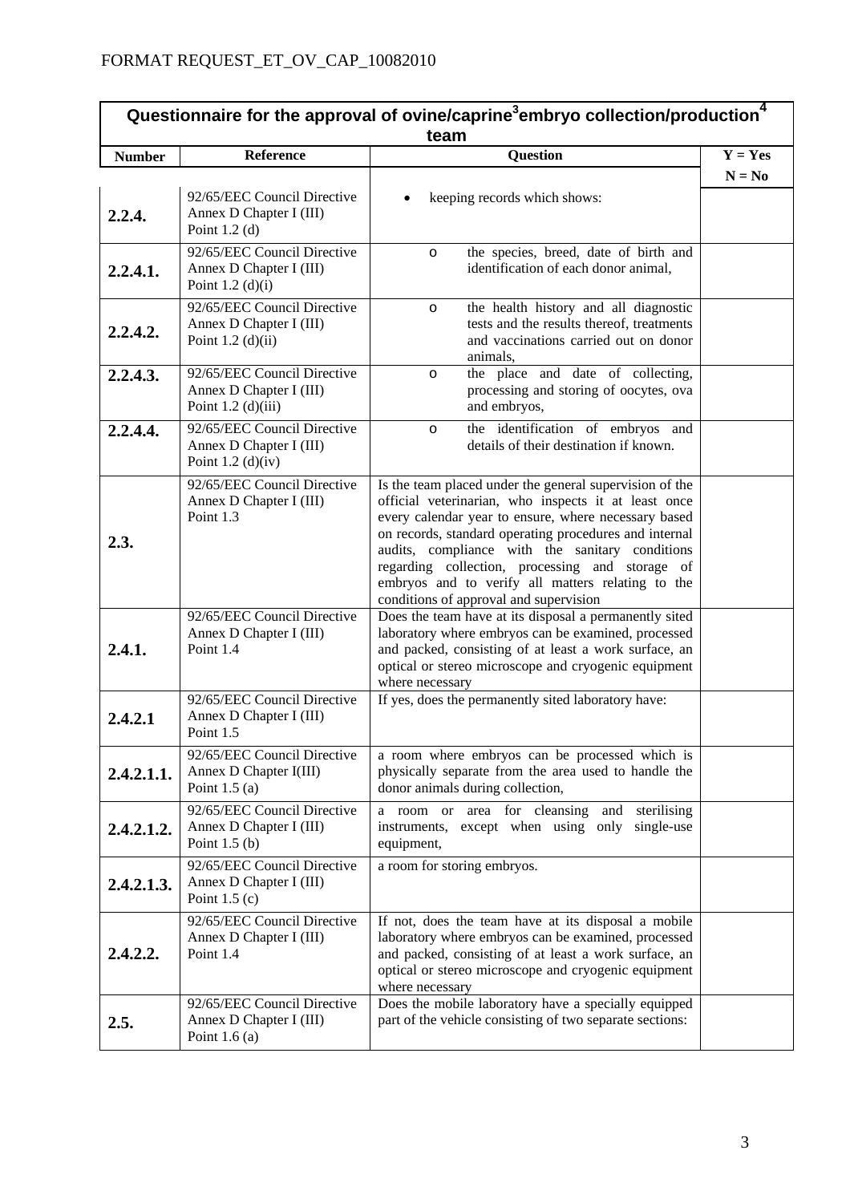FORMAT REQUEST_ET_OV_CAP_10082010

| Questionnaire for the approval of ovine/caprine[3] embryo collection/production[4] team | | | |
|---|---|---|---|
| **Number** | **Reference** | **Question** | **Y = Yes N = No** |
| **2.2.4.** | 92/65/EEC Council Directive Annex D Chapter I (III) Point 1.2 (d) | • keeping records which shows: | |
| **2.2.4.1.** | 92/65/EEC Council Directive Annex D Chapter I (III) Point 1.2 (d)(i) | o the species, breed, date of birth and identification of each donor animal, | |
| **2.2.4.2.** | 92/65/EEC Council Directive Annex D Chapter I (III) Point 1.2 (d)(ii) | o the health history and all diagnostic tests and the results thereof, treatments and vaccinations carried out on donor animals, | |
| **2.2.4.3.** | 92/65/EEC Council Directive Annex D Chapter I (III) Point 1.2 (d)(iii) | o the place and date of collecting, processing and storing of oocytes, ova and embryos, | |
| **2.2.4.4.** | 92/65/EEC Council Directive Annex D Chapter I (III) Point 1.2 (d)(iv) | o the identification of embryos and details of their destination if known. | |
| **2.3.** | 92/65/EEC Council Directive Annex D Chapter I (III) Point 1.3 | Is the team placed under the general supervision of the official veterinarian, who inspects it at least once every calendar year to ensure, where necessary based on records, standard operating procedures and internal audits, compliance with the sanitary conditions regarding collection, processing and storage of embryos and to verify all matters relating to the conditions of approval and supervision | |
| **2.4.1.** | 92/65/EEC Council Directive Annex D Chapter I (III) Point 1.4 | Does the team have at its disposal a permanently sited laboratory where embryos can be examined, processed and packed, consisting of at least a work surface, an optical or stereo microscope and cryogenic equipment where necessary | |
| **2.4.2.1** | 92/65/EEC Council Directive Annex D Chapter I (III) Point 1.5 | If yes, does the permanently sited laboratory have: | |
| **2.4.2.1.1.** | 92/65/EEC Council Directive Annex D Chapter I(III) Point 1.5 (a) | a room where embryos can be processed which is physically separate from the area used to handle the donor animals during collection, | |
| **2.4.2.1.2.** | 92/65/EEC Council Directive Annex D Chapter I (III) Point 1.5 (b) | a room or area for cleansing and sterilising instruments, except when using only single-use equipment, | |
| **2.4.2.1.3.** | 92/65/EEC Council Directive Annex D Chapter I (III) Point 1.5 (c) | a room for storing embryos. | |
| **2.4.2.2.** | 92/65/EEC Council Directive Annex D Chapter I (III) Point 1.4 | If not, does the team have at its disposal a mobile laboratory where embryos can be examined, processed and packed, consisting of at least a work surface, an optical or stereo microscope and cryogenic equipment where necessary | |
| **2.5.** | 92/65/EEC Council Directive Annex D Chapter I (III) Point 1.6 (a) | Does the mobile laboratory have a specially equipped part of the vehicle consisting of two separate sections: | |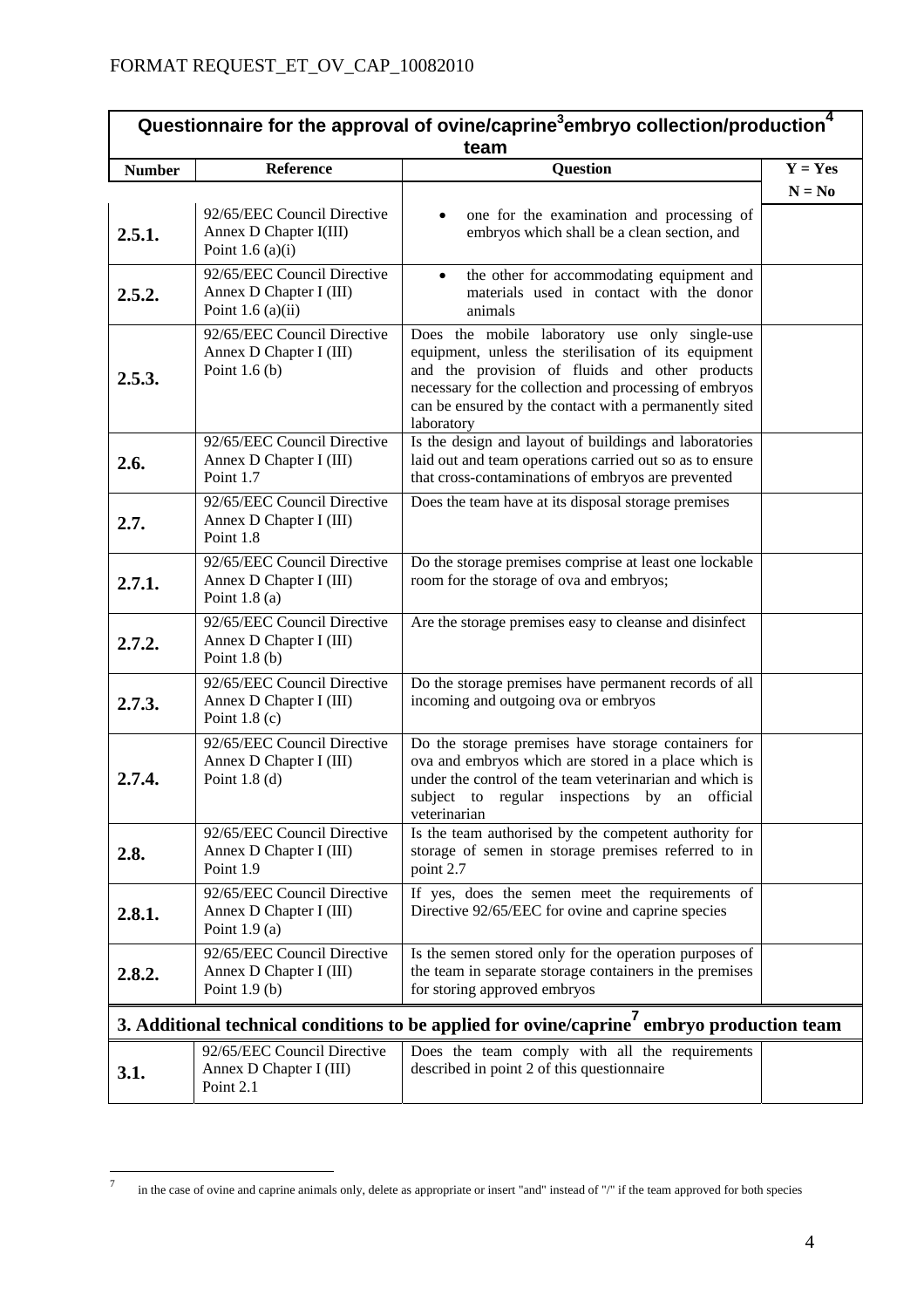| Questionnaire for the approval of ovine/caprine[3] embryo collection/production[4] team | | | |
|---|---|---|---|
| **Number** | **Reference** | **Question** | **Y = Yes**<br>**N = No** |
| **2.5.1.** | 92/65/EEC Council Directive Annex D Chapter I(III) Point 1.6 (a)(i) | • one for the examination and processing of embryos which shall be a clean section, and | |
| **2.5.2.** | 92/65/EEC Council Directive Annex D Chapter I (III) Point 1.6 (a)(ii) | • the other for accommodating equipment and materials used in contact with the donor animals | |
| **2.5.3.** | 92/65/EEC Council Directive Annex D Chapter I (III) Point 1.6 (b) | Does the mobile laboratory use only single-use equipment, unless the sterilisation of its equipment and the provision of fluids and other products necessary for the collection and processing of embryos can be ensured by the contact with a permanently sited laboratory | |
| **2.6.** | 92/65/EEC Council Directive Annex D Chapter I (III) Point 1.7 | Is the design and layout of buildings and laboratories laid out and team operations carried out so as to ensure that cross-contaminations of embryos are prevented | |
| **2.7.** | 92/65/EEC Council Directive Annex D Chapter I (III) Point 1.8 | Does the team have at its disposal storage premises | |
| **2.7.1.** | 92/65/EEC Council Directive Annex D Chapter I (III) Point 1.8 (a) | Do the storage premises comprise at least one lockable room for the storage of ova and embryos; | |
| **2.7.2.** | 92/65/EEC Council Directive Annex D Chapter I (III) Point 1.8 (b) | Are the storage premises easy to cleanse and disinfect | |
| **2.7.3.** | 92/65/EEC Council Directive Annex D Chapter I (III) Point 1.8 (c) | Do the storage premises have permanent records of all incoming and outgoing ova or embryos | |
| **2.7.4.** | 92/65/EEC Council Directive Annex D Chapter I (III) Point 1.8 (d) | Do the storage premises have storage containers for ova and embryos which are stored in a place which is under the control of the team veterinarian and which is subject to regular inspections by an official veterinarian | |
| **2.8.** | 92/65/EEC Council Directive Annex D Chapter I (III) Point 1.9 | Is the team authorised by the competent authority for storage of semen in storage premises referred to in point 2.7 | |
| **2.8.1.** | 92/65/EEC Council Directive Annex D Chapter I (III) Point 1.9 (a) | If yes, does the semen meet the requirements of Directive 92/65/EEC for ovine and caprine species | |
| **2.8.2.** | 92/65/EEC Council Directive Annex D Chapter I (III) Point 1.9 (b) | Is the semen stored only for the operation purposes of the team in separate storage containers in the premises for storing approved embryos | |
| **3. Additional technical conditions to be applied for ovine/caprine[7] embryo production team** | | | |
| **3.1.** | 92/65/EEC Council Directive Annex D Chapter I (III) Point 2.1 | Does the team comply with all the requirements described in point 2 of this questionnaire | |

[7] in the case of ovine and caprine animals only, delete as appropriate or insert "and" instead of "/" if the team approved for both species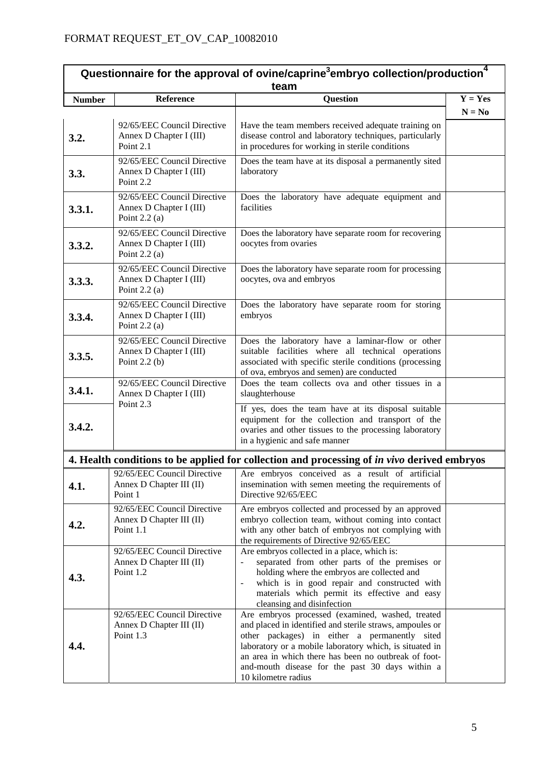FORMAT REQUEST_ET_OV_CAP_10082010

**Questionnaire for the approval of ovine/caprine[3] embryo collection/production[4] team**

| Number | Reference | Question | Y = Yes N = No |
|---|---|---|---|
| **3.2.** | 92/65/EEC Council Directive Annex D Chapter I (III) Point 2.1 | Have the team members received adequate training on disease control and laboratory techniques, particularly in procedures for working in sterile conditions | |
| **3.3.** | 92/65/EEC Council Directive Annex D Chapter I (III) Point 2.2 | Does the team have at its disposal a permanently sited laboratory | |
| **3.3.1.** | 92/65/EEC Council Directive Annex D Chapter I (III) Point 2.2 (a) | Does the laboratory have adequate equipment and facilities | |
| **3.3.2.** | 92/65/EEC Council Directive Annex D Chapter I (III) Point 2.2 (a) | Does the laboratory have separate room for recovering oocytes from ovaries | |
| **3.3.3.** | 92/65/EEC Council Directive Annex D Chapter I (III) Point 2.2 (a) | Does the laboratory have separate room for processing oocytes, ova and embryos | |
| **3.3.4.** | 92/65/EEC Council Directive Annex D Chapter I (III) Point 2.2 (a) | Does the laboratory have separate room for storing embryos | |
| **3.3.5.** | 92/65/EEC Council Directive Annex D Chapter I (III) Point 2.2 (b) | Does the laboratory have a laminar-flow or other suitable facilities where all technical operations associated with specific sterile conditions (processing of ova, embryos and semen) are conducted | |
| **3.4.1.** | 92/65/EEC Council Directive Annex D Chapter I (III) Point 2.3 | Does the team collects ova and other tissues in a slaughterhouse | |
| **3.4.2.** | | If yes, does the team have at its disposal suitable equipment for the collection and transport of the ovaries and other tissues to the processing laboratory in a hygienic and safe manner | |
| **4. Health conditions to be applied for collection and processing of *in vivo* derived embryos** | | | |
| **4.1.** | 92/65/EEC Council Directive Annex D Chapter III (II) Point 1 | Are embryos conceived as a result of artificial insemination with semen meeting the requirements of Directive 92/65/EEC | |
| **4.2.** | 92/65/EEC Council Directive Annex D Chapter III (II) Point 1.1 | Are embryos collected and processed by an approved embryo collection team, without coming into contact with any other batch of embryos not complying with the requirements of Directive 92/65/EEC | |
| **4.3.** | 92/65/EEC Council Directive Annex D Chapter III (II) Point 1.2 | Are embryos collected in a place, which is: - separated from other parts of the premises or holding where the embryos are collected and - which is in good repair and constructed with materials which permit its effective and easy cleansing and disinfection | |
| **4.4.** | 92/65/EEC Council Directive Annex D Chapter III (II) Point 1.3 | Are embryos processed (examined, washed, treated and placed in identified and sterile straws, ampoules or other packages) in either a permanently sited laboratory or a mobile laboratory which, is situated in an area in which there has been no outbreak of foot-and-mouth disease for the past 30 days within a 10 kilometre radius | |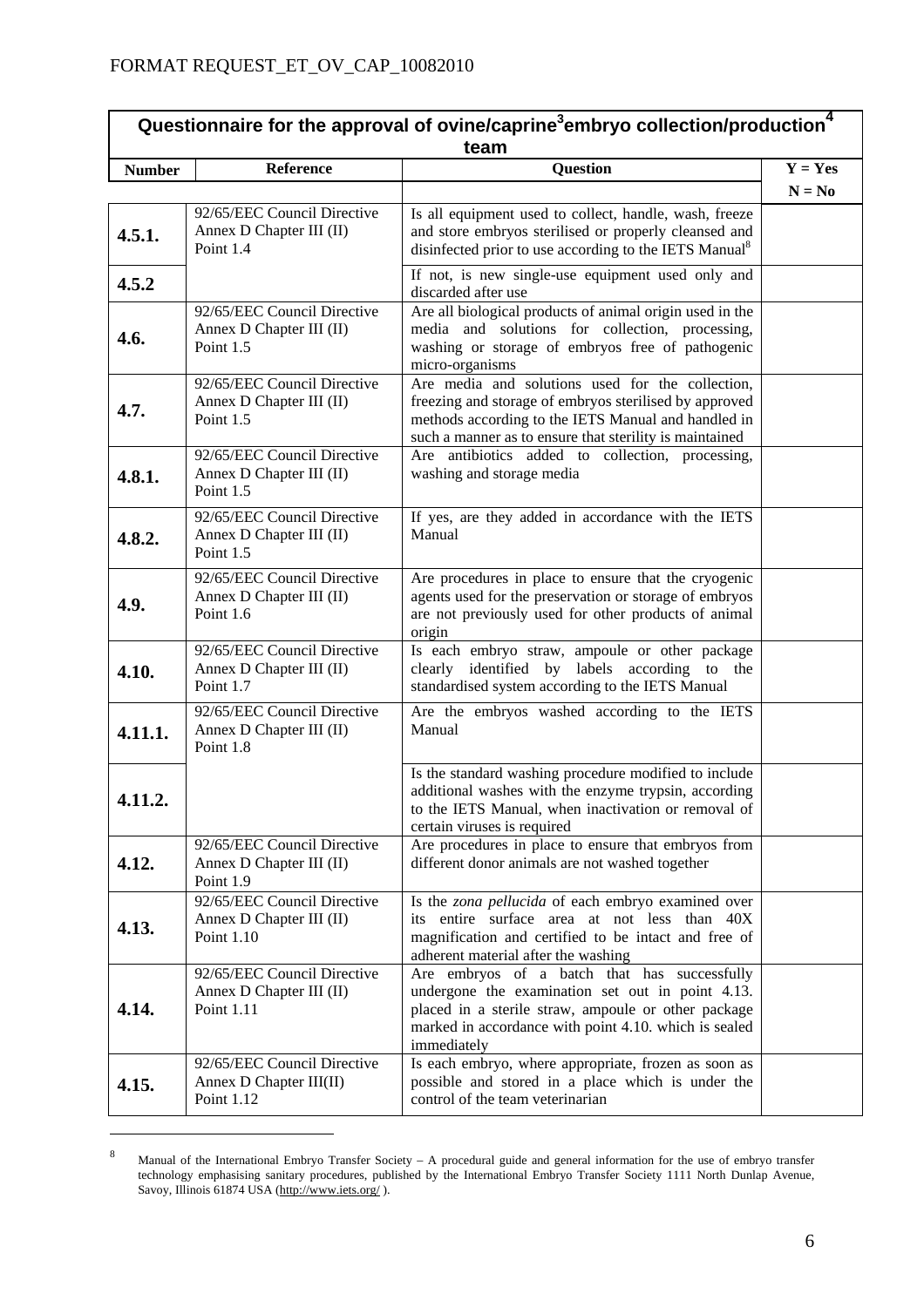| Questionnaire for the approval of ovine/caprine[3]embryo collection/production[4] team | | | |
|---|---|---|---|
| **Number** | **Reference** | **Question** | **Y = Yes N = No** |
| **4.5.1.** | 92/65/EEC Council Directive Annex D Chapter III (II) Point 1.4 | Is all equipment used to collect, handle, wash, freeze and store embryos sterilised or properly cleansed and disinfected prior to use according to the IETS Manual[8] | |
| **4.5.2** | | If not, is new single-use equipment used only and discarded after use | |
| **4.6.** | 92/65/EEC Council Directive Annex D Chapter III (II) Point 1.5 | Are all biological products of animal origin used in the media and solutions for collection, processing, washing or storage of embryos free of pathogenic micro-organisms | |
| **4.7.** | 92/65/EEC Council Directive Annex D Chapter III (II) Point 1.5 | Are media and solutions used for the collection, freezing and storage of embryos sterilised by approved methods according to the IETS Manual and handled in such a manner as to ensure that sterility is maintained | |
| **4.8.1.** | 92/65/EEC Council Directive Annex D Chapter III (II) Point 1.5 | Are antibiotics added to collection, processing, washing and storage media | |
| **4.8.2.** | 92/65/EEC Council Directive Annex D Chapter III (II) Point 1.5 | If yes, are they added in accordance with the IETS Manual | |
| **4.9.** | 92/65/EEC Council Directive Annex D Chapter III (II) Point 1.6 | Are procedures in place to ensure that the cryogenic agents used for the preservation or storage of embryos are not previously used for other products of animal origin | |
| **4.10.** | 92/65/EEC Council Directive Annex D Chapter III (II) Point 1.7 | Is each embryo straw, ampoule or other package clearly identified by labels according to the standardised system according to the IETS Manual | |
| **4.11.1.** | 92/65/EEC Council Directive Annex D Chapter III (II) Point 1.8 | Are the embryos washed according to the IETS Manual | |
| **4.11.2.** | | Is the standard washing procedure modified to include additional washes with the enzyme trypsin, according to the IETS Manual, when inactivation or removal of certain viruses is required | |
| **4.12.** | 92/65/EEC Council Directive Annex D Chapter III (II) Point 1.9 | Are procedures in place to ensure that embryos from different donor animals are not washed together | |
| **4.13.** | 92/65/EEC Council Directive Annex D Chapter III (II) Point 1.10 | Is the *zona pellucida* of each embryo examined over its entire surface area at not less than 40X magnification and certified to be intact and free of adherent material after the washing | |
| **4.14.** | 92/65/EEC Council Directive Annex D Chapter III (II) Point 1.11 | Are embryos of a batch that has successfully undergone the examination set out in point 4.13. placed in a sterile straw, ampoule or other package marked in accordance with point 4.10. which is sealed immediately | |
| **4.15.** | 92/65/EEC Council Directive Annex D Chapter III(II) Point 1.12 | Is each embryo, where appropriate, frozen as soon as possible and stored in a place which is under the control of the team veterinarian | |

[8] Manual of the International Embryo Transfer Society – A procedural guide and general information for the use of embryo transfer technology emphasising sanitary procedures, published by the International Embryo Transfer Society 1111 North Dunlap Avenue, Savoy, Illinois 61874 USA (http://www.iets.org/ ).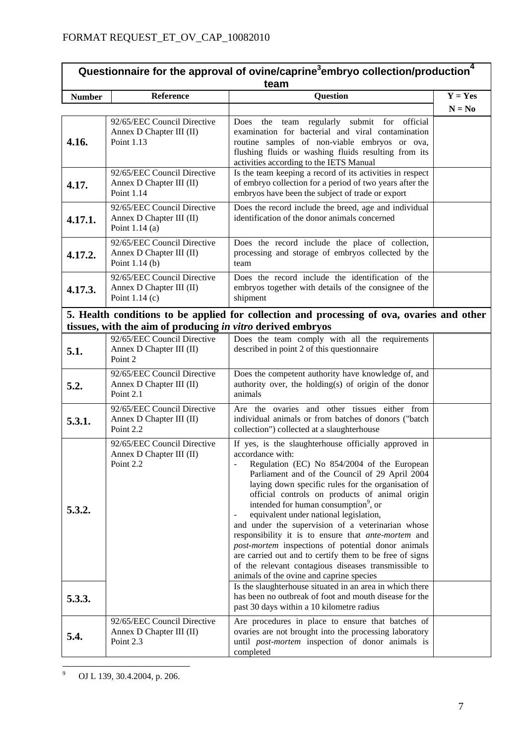FORMAT REQUEST_ET_OV_CAP_10082010

| Questionnaire for the approval of ovine/caprine[3] embryo collection/production[4] team | | | |
|---|---|---|---|
| **Number** | **Reference** | **Question** | **Y = Yes N = No** |
| **4.16.** | 92/65/EEC Council Directive Annex D Chapter III (II) Point 1.13 | Does the team regularly submit for official examination for bacterial and viral contamination routine samples of non-viable embryos or ova, flushing fluids or washing fluids resulting from its activities according to the IETS Manual | |
| **4.17.** | 92/65/EEC Council Directive Annex D Chapter III (II) Point 1.14 | Is the team keeping a record of its activities in respect of embryo collection for a period of two years after the embryos have been the subject of trade or export | |
| **4.17.1.** | 92/65/EEC Council Directive Annex D Chapter III (II) Point 1.14 (a) | Does the record include the breed, age and individual identification of the donor animals concerned | |
| **4.17.2.** | 92/65/EEC Council Directive Annex D Chapter III (II) Point 1.14 (b) | Does the record include the place of collection, processing and storage of embryos collected by the team | |
| **4.17.3.** | 92/65/EEC Council Directive Annex D Chapter III (II) Point 1.14 (c) | Does the record include the identification of the embryos together with details of the consignee of the shipment | |
| **5. Health conditions to be applied for collection and processing of ova, ovaries and other tissues, with the aim of producing *in vitro* derived embryos** | | | |
| **5.1.** | 92/65/EEC Council Directive Annex D Chapter III (II) Point 2 | Does the team comply with all the requirements described in point 2 of this questionnaire | |
| **5.2.** | 92/65/EEC Council Directive Annex D Chapter III (II) Point 2.1 | Does the competent authority have knowledge of, and authority over, the holding(s) of origin of the donor animals | |
| **5.3.1.** | 92/65/EEC Council Directive Annex D Chapter III (II) Point 2.2 | Are the ovaries and other tissues either from individual animals or from batches of donors ("batch collection") collected at a slaughterhouse | |
| **5.3.2.** | 92/65/EEC Council Directive Annex D Chapter III (II) Point 2.2 | If yes, is the slaughterhouse officially approved in accordance with: - Regulation (EC) No 854/2004 of the European Parliament and of the Council of 29 April 2004 laying down specific rules for the organisation of official controls on products of animal origin intended for human consumption[9], or - equivalent under national legislation, and under the supervision of a veterinarian whose responsibility it is to ensure that *ante-mortem* and *post-mortem* inspections of potential donor animals are carried out and to certify them to be free of signs of the relevant contagious diseases transmissible to animals of the ovine and caprine species | |
| **5.3.3.** | | Is the slaughterhouse situated in an area in which there has been no outbreak of foot and mouth disease for the past 30 days within a 10 kilometre radius | |
| **5.4.** | 92/65/EEC Council Directive Annex D Chapter III (II) Point 2.3 | Are procedures in place to ensure that batches of ovaries are not brought into the processing laboratory until *post-mortem* inspection of donor animals is completed | |

[9] OJ L 139, 30.4.2004, p. 206.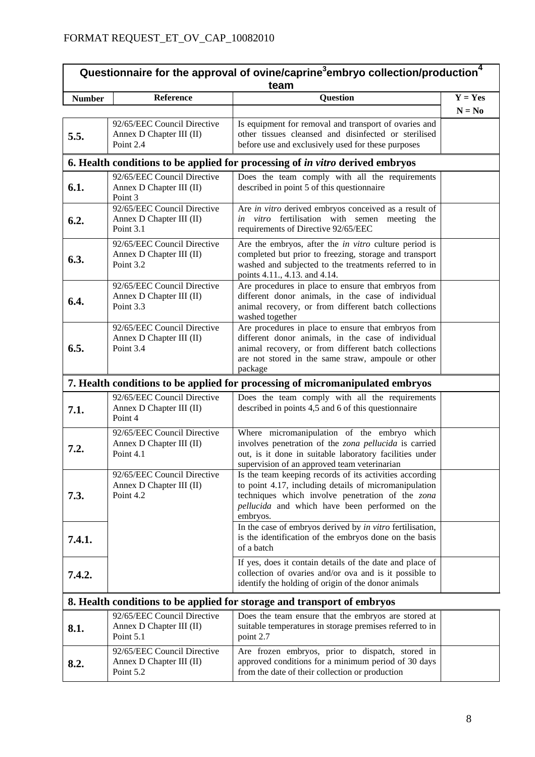FORMAT REQUEST_ET_OV_CAP_10082010

| **Questionnaire for the approval of ovine/caprine[3] embryo collection/production[4] team** | | | |
|---|---|---|---|
| **Number** | **Reference** | **Question** | **Y = Yes N = No** |
| **5.5.** | 92/65/EEC Council Directive Annex D Chapter III (II) Point 2.4 | Is equipment for removal and transport of ovaries and other tissues cleansed and disinfected or sterilised before use and exclusively used for these purposes | |
| **6. Health conditions to be applied for processing of *in vitro* derived embryos** | | | |
| **6.1.** | 92/65/EEC Council Directive Annex D Chapter III (II) Point 3 | Does the team comply with all the requirements described in point 5 of this questionnaire | |
| **6.2.** | 92/65/EEC Council Directive Annex D Chapter III (II) Point 3.1 | Are *in vitro* derived embryos conceived as a result of *in vitro* fertilisation with semen meeting the requirements of Directive 92/65/EEC | |
| **6.3.** | 92/65/EEC Council Directive Annex D Chapter III (II) Point 3.2 | Are the embryos, after the *in vitro* culture period is completed but prior to freezing, storage and transport washed and subjected to the treatments referred to in points 4.11., 4.13. and 4.14. | |
| **6.4.** | 92/65/EEC Council Directive Annex D Chapter III (II) Point 3.3 | Are procedures in place to ensure that embryos from different donor animals, in the case of individual animal recovery, or from different batch collections washed together | |
| **6.5.** | 92/65/EEC Council Directive Annex D Chapter III (II) Point 3.4 | Are procedures in place to ensure that embryos from different donor animals, in the case of individual animal recovery, or from different batch collections are not stored in the same straw, ampoule or other package | |
| **7. Health conditions to be applied for processing of micromanipulated embryos** | | | |
| **7.1.** | 92/65/EEC Council Directive Annex D Chapter III (II) Point 4 | Does the team comply with all the requirements described in points 4,5 and 6 of this questionnaire | |
| **7.2.** | 92/65/EEC Council Directive Annex D Chapter III (II) Point 4.1 | Where micromanipulation of the embryo which involves penetration of the *zona pellucida* is carried out, is it done in suitable laboratory facilities under supervision of an approved team veterinarian | |
| **7.3.** | 92/65/EEC Council Directive Annex D Chapter III (II) Point 4.2 | Is the team keeping records of its activities according to point 4.17, including details of micromanipulation techniques which involve penetration of the *zona pellucida* and which have been performed on the embryos. | |
| **7.4.1.** | | In the case of embryos derived by *in vitro* fertilisation, is the identification of the embryos done on the basis of a batch | |
| **7.4.2.** | | If yes, does it contain details of the date and place of collection of ovaries and/or ova and is it possible to identify the holding of origin of the donor animals | |
| **8. Health conditions to be applied for storage and transport of embryos** | | | |
| **8.1.** | 92/65/EEC Council Directive Annex D Chapter III (II) Point 5.1 | Does the team ensure that the embryos are stored at suitable temperatures in storage premises referred to in point 2.7 | |
| **8.2.** | 92/65/EEC Council Directive Annex D Chapter III (II) Point 5.2 | Are frozen embryos, prior to dispatch, stored in approved conditions for a minimum period of 30 days from the date of their collection or production | |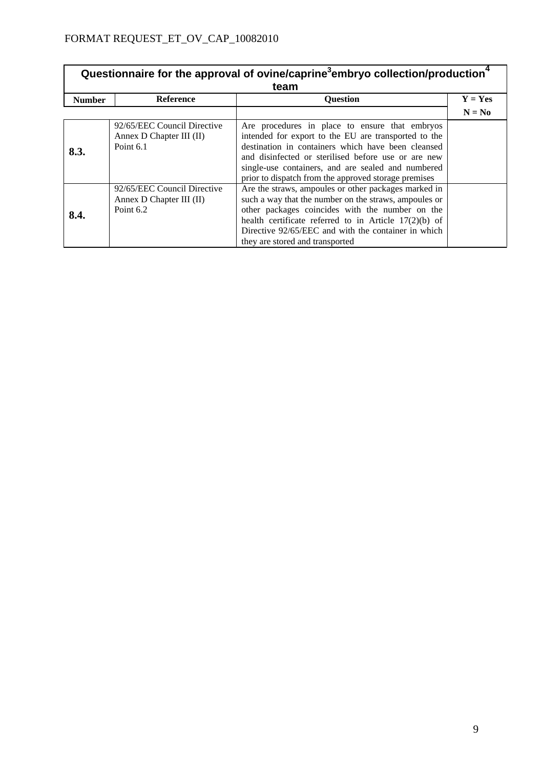| Questionnaire for the approval of ovine/caprine[3] embryo collection/production[4] team | | | |
|---|---|---|---|
| **Number** | **Reference** | **Question** | **Y = Yes**<br>**N = No** |
| **8.3.** | 92/65/EEC Council Directive Annex D Chapter III (II) Point 6.1 | Are procedures in place to ensure that embryos intended for export to the EU are transported to the destination in containers which have been cleansed and disinfected or sterilised before use or are new single-use containers, and are sealed and numbered prior to dispatch from the approved storage premises | |
| **8.4.** | 92/65/EEC Council Directive Annex D Chapter III (II) Point 6.2 | Are the straws, ampoules or other packages marked in such a way that the number on the straws, ampoules or other packages coincides with the number on the health certificate referred to in Article 17(2)(b) of Directive 92/65/EEC and with the container in which they are stored and transported | |